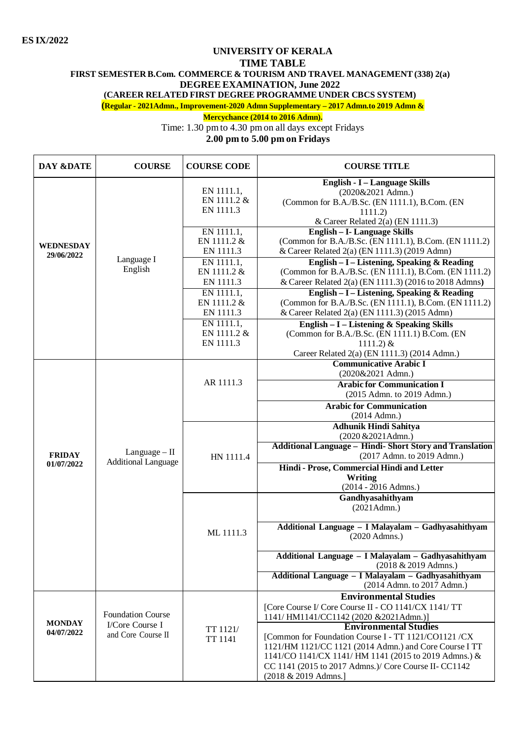**ES IX/2022**

# UNIVERSITY OF KERALA

## TIME TABLE

### FIRST SEMESTER B.Com. COMMERCE & TOURISM AND TRAVEL MANAGEMENT (338) 2(a) DEGREE EXAMINATION, June 2022

**(CAREER RELATED FIRST DEGREE PROGRAMME UNDER CBCS SYSTEM)**

**(Regular - 2021Admn., Improvement-2020 Admn Supplementary – 2017 Admn.to 2019 Admn & Mercychance (2014 to 2016 Admn).**

Time: 1.30 pm to 4.30 pm on all days except Fridays

**2.00 pm to 5.00 pm on Fridays**

| DAY &DATE | COURSE | COURSE CODE | COURSE TITLE |
|---|---|---|---|
| **WEDNESDAY 29/06/2022** | Language I English | EN 1111.1, EN 1111.2 & EN 1111.3 | **English - I – Language Skills** (2020&2021 Admn.) (Common for B.A./B.Sc. (EN 1111.1), B.Com. (EN 1111.2) & Career Related 2(a) (EN 1111.3) |
| | | EN 1111.1, EN 1111.2 & EN 1111.3 | **English – I- Language Skills** (Common for B.A./B.Sc. (EN 1111.1), B.Com. (EN 1111.2) & Career Related 2(a) (EN 1111.3) (2019 Admn) |
| | | EN 1111.1, EN 1111.2 & EN 1111.3 | **English – I – Listening, Speaking & Reading** (Common for B.A./B.Sc. (EN 1111.1), B.Com. (EN 1111.2) & Career Related 2(a) (EN 1111.3) (2016 to 2018 Admns) |
| | | EN 1111.1, EN 1111.2 & EN 1111.3 | **English – I – Listening, Speaking & Reading** (Common for B.A./B.Sc. (EN 1111.1), B.Com. (EN 1111.2) & Career Related 2(a) (EN 1111.3) (2015 Admn) |
| | | EN 1111.1, EN 1111.2 & EN 1111.3 | **English – I – Listening & Speaking Skills** (Common for B.A./B.Sc. (EN 1111.1) B.Com. (EN 1111.2) & Career Related 2(a) (EN 1111.3) (2014 Admn.) |
| **FRIDAY 01/07/2022** | Language – II Additional Language | AR 1111.3 | **Communicative Arabic I** (2020&2021 Admn.) |
| | | | **Arabic for Communication I** (2015 Admn. to 2019 Admn.) |
| | | | **Arabic for Communication** (2014 Admn.) |
| | | HN 1111.4 | **Adhunik Hindi Sahitya** (2020 &2021Admn.) |
| | | | **Additional Language – Hindi- Short Story and Translation** (2017 Admn. to 2019 Admn.) |
| | | | **Hindi - Prose, Commercial Hindi and Letter Writing** (2014 - 2016 Admns.) |
| | | ML 1111.3 | **Gandhyasahithyam** (2021Admn.) |
| | | | **Additional Language – I Malayalam – Gadhyasahithyam** (2020 Admns.) |
| | | | **Additional Language – I Malayalam – Gadhyasahithyam** (2018 & 2019 Admns.) |
| | | | **Additional Language – I Malayalam – Gadhyasahithyam** (2014 Admn. to 2017 Admn.) |
| **MONDAY 04/07/2022** | Foundation Course I/Core Course I and Core Course II | TT 1121/ TT 1141 | **Environmental Studies** [Core Course I/ Core Course II - CO 1141/CX 1141/ TT 1141/ HM1141/CC1142 (2020 &2021Admn.)] |
| | | | **Environmental Studies** [Common for Foundation Course I - TT 1121/CO1121 /CX 1121/HM 1121/CC 1121 (2014 Admn.) and Core Course I TT 1141/CO 1141/CX 1141/ HM 1141 (2015 to 2019 Admns.) & CC 1141 (2015 to 2017 Admns.)/ Core Course II- CC1142 (2018 & 2019 Admns.] |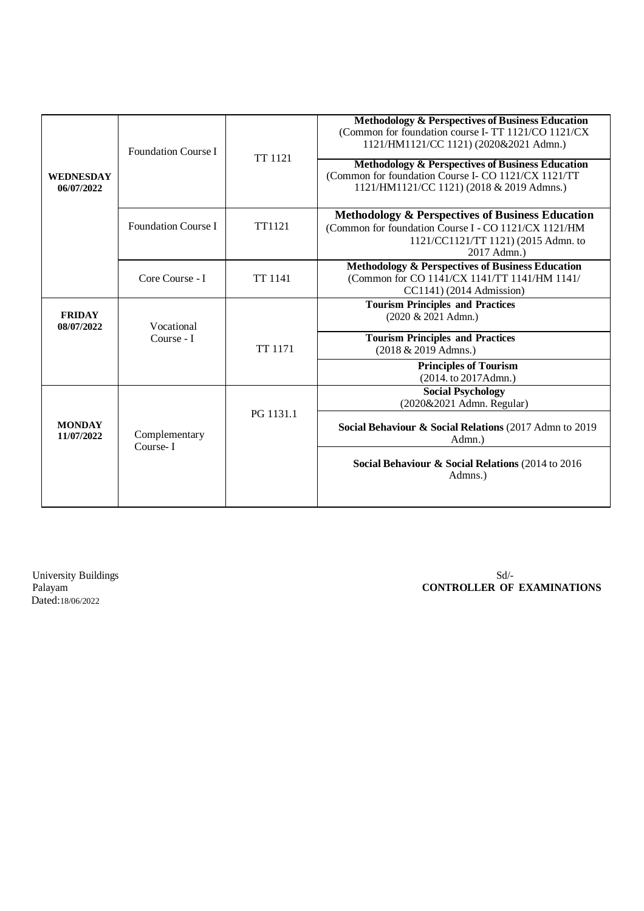| | | | |
|---|---|---|---|
| **WEDNESDAY 06/07/2022** | Foundation Course I | TT 1121 | **Methodology & Perspectives of Business Education** (Common for foundation course I- TT 1121/CO 1121/CX 1121/HM1121/CC 1121) (2020&2021 Admn.) |
| | | | **Methodology & Perspectives of Business Education** (Common for foundation Course I- CO 1121/CX 1121/TT 1121/HM1121/CC 1121) (2018 & 2019 Admns.) |
| | Foundation Course I | TT1121 | **Methodology & Perspectives of Business Education** (Common for foundation Course I - CO 1121/CX 1121/HM 1121/CC1121/TT 1121) (2015 Admn. to 2017 Admn.) |
| | Core Course - I | TT 1141 | **Methodology & Perspectives of Business Education** (Common for CO 1141/CX 1141/TT 1141/HM 1141/ CC1141) (2014 Admission) |
| **FRIDAY 08/07/2022** | Vocational Course - I | TT 1171 | **Tourism Principles and Practices** (2020 & 2021 Admn.) |
| | | | **Tourism Principles and Practices** (2018 & 2019 Admns.) |
| | | | **Principles of Tourism** (2014. to 2017Admn.) |
| **MONDAY 11/07/2022** | Complementary Course- I | PG 1131.1 | **Social Psychology** (2020&2021 Admn. Regular) |
| | | | **Social Behaviour & Social Relations** (2017 Admn to 2019 Admn.) |
| | | | **Social Behaviour & Social Relations** (2014 to 2016 Admns.) |

University Buildings
Palayam
Dated:18/06/2022

Sd/-
**CONTROLLER OF EXAMINATIONS**